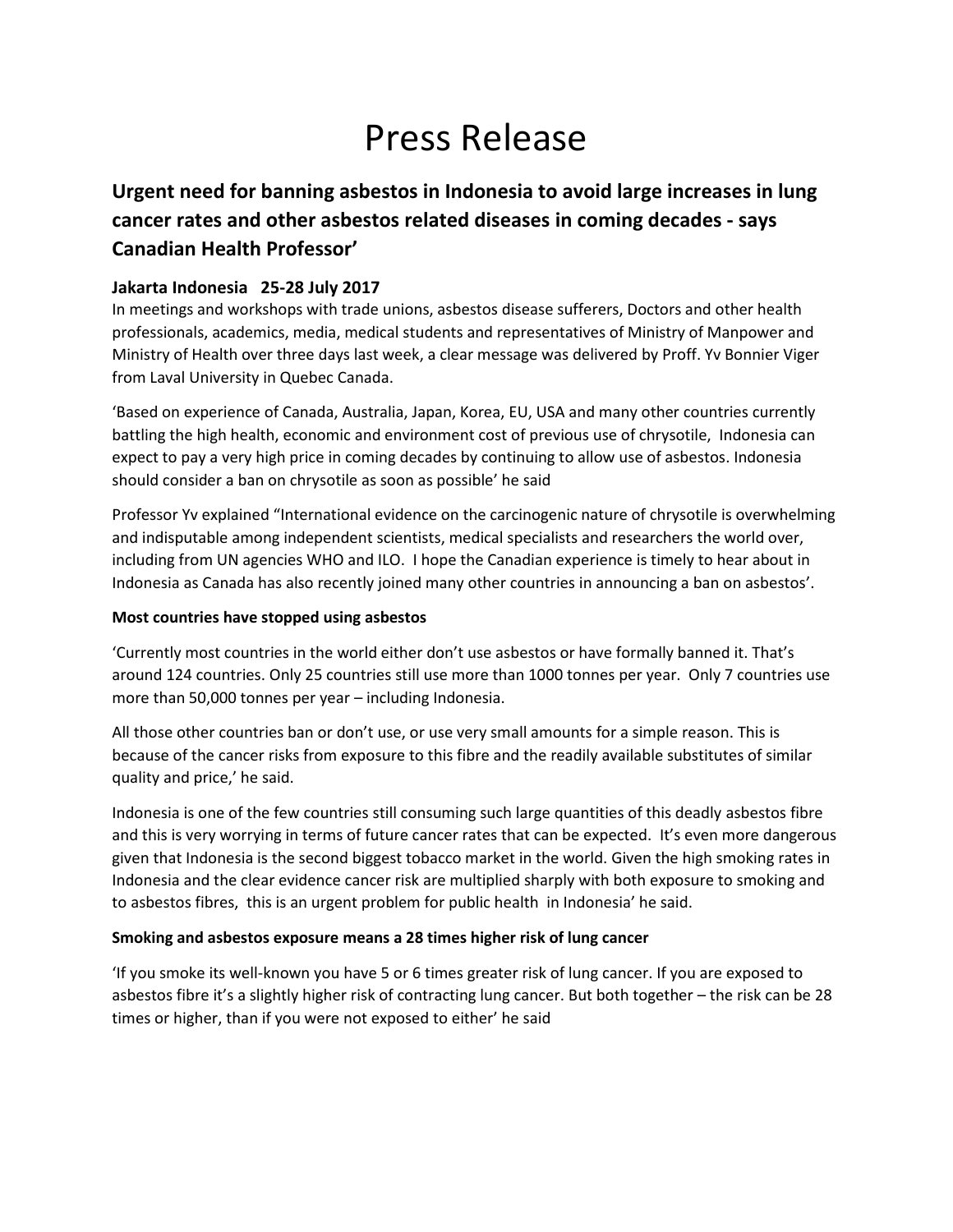# Press Release

## Urgent need for banning asbestos in Indonesia to avoid large increases in lung cancer rates and other asbestos related diseases in coming decades - says Canadian Health Professor'

### Jakarta Indonesia 25-28 July 2017

In meetings and workshops with trade unions, asbestos disease sufferers, Doctors and other health professionals, academics, media, medical students and representatives of Ministry of Manpower and Ministry of Health over three days last week, a clear message was delivered by Proff. Yv Bonnier Viger from Laval University in Quebec Canada.

'Based on experience of Canada, Australia, Japan, Korea, EU, USA and many other countries currently battling the high health, economic and environment cost of previous use of chrysotile, Indonesia can expect to pay a very high price in coming decades by continuing to allow use of asbestos. Indonesia should consider a ban on chrysotile as soon as possible' he said

Professor Yv explained "International evidence on the carcinogenic nature of chrysotile is overwhelming and indisputable among independent scientists, medical specialists and researchers the world over, including from UN agencies WHO and ILO. I hope the Canadian experience is timely to hear about in Indonesia as Canada has also recently joined many other countries in announcing a ban on asbestos'.

**Most countries have stopped using asbestos**

'Currently most countries in the world either don't use asbestos or have formally banned it. That's around 124 countries. Only 25 countries still use more than 1000 tonnes per year. Only 7 countries use more than 50,000 tonnes per year – including Indonesia.

All those other countries ban or don't use, or use very small amounts for a simple reason. This is because of the cancer risks from exposure to this fibre and the readily available substitutes of similar quality and price,' he said.

Indonesia is one of the few countries still consuming such large quantities of this deadly asbestos fibre and this is very worrying in terms of future cancer rates that can be expected. It's even more dangerous given that Indonesia is the second biggest tobacco market in the world. Given the high smoking rates in Indonesia and the clear evidence cancer risk are multiplied sharply with both exposure to smoking and to asbestos fibres, this is an urgent problem for public health in Indonesia' he said.

**Smoking and asbestos exposure means a 28 times higher risk of lung cancer**

'If you smoke its well-known you have 5 or 6 times greater risk of lung cancer. If you are exposed to asbestos fibre it's a slightly higher risk of contracting lung cancer. But both together – the risk can be 28 times or higher, than if you were not exposed to either' he said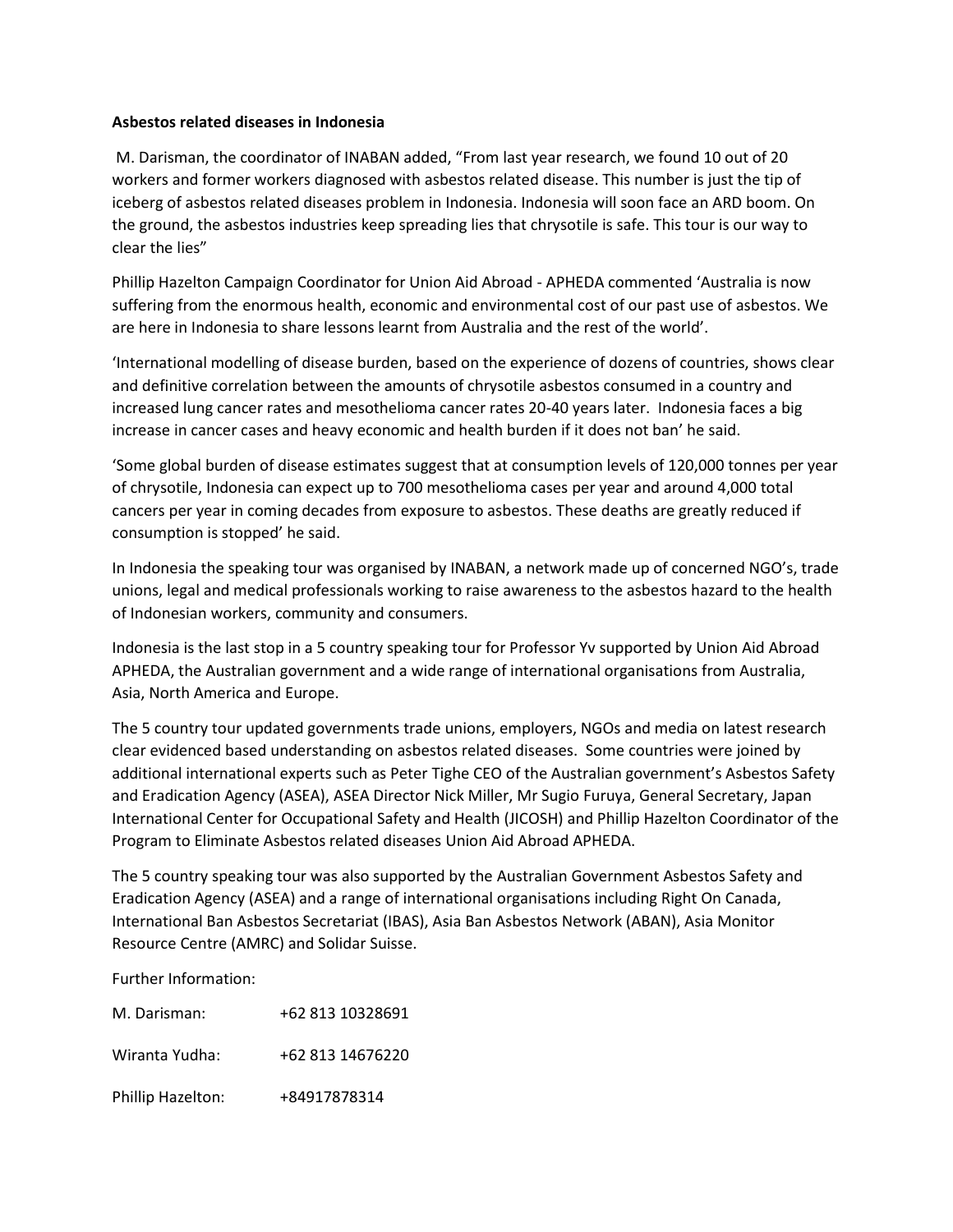**Asbestos related diseases in Indonesia**

M. Darisman, the coordinator of INABAN added, "From last year research, we found 10 out of 20 workers and former workers diagnosed with asbestos related disease. This number is just the tip of iceberg of asbestos related diseases problem in Indonesia. Indonesia will soon face an ARD boom. On the ground, the asbestos industries keep spreading lies that chrysotile is safe. This tour is our way to clear the lies"

Phillip Hazelton Campaign Coordinator for Union Aid Abroad - APHEDA commented 'Australia is now suffering from the enormous health, economic and environmental cost of our past use of asbestos. We are here in Indonesia to share lessons learnt from Australia and the rest of the world'.

'International modelling of disease burden, based on the experience of dozens of countries, shows clear and definitive correlation between the amounts of chrysotile asbestos consumed in a country and increased lung cancer rates and mesothelioma cancer rates 20-40 years later. Indonesia faces a big increase in cancer cases and heavy economic and health burden if it does not ban' he said.

'Some global burden of disease estimates suggest that at consumption levels of 120,000 tonnes per year of chrysotile, Indonesia can expect up to 700 mesothelioma cases per year and around 4,000 total cancers per year in coming decades from exposure to asbestos. These deaths are greatly reduced if consumption is stopped' he said.

In Indonesia the speaking tour was organised by INABAN, a network made up of concerned NGO's, trade unions, legal and medical professionals working to raise awareness to the asbestos hazard to the health of Indonesian workers, community and consumers.

Indonesia is the last stop in a 5 country speaking tour for Professor Yv supported by Union Aid Abroad APHEDA, the Australian government and a wide range of international organisations from Australia, Asia, North America and Europe.

The 5 country tour updated governments trade unions, employers, NGOs and media on latest research clear evidenced based understanding on asbestos related diseases. Some countries were joined by additional international experts such as Peter Tighe CEO of the Australian government's Asbestos Safety and Eradication Agency (ASEA), ASEA Director Nick Miller, Mr Sugio Furuya, General Secretary, Japan International Center for Occupational Safety and Health (JICOSH) and Phillip Hazelton Coordinator of the Program to Eliminate Asbestos related diseases Union Aid Abroad APHEDA.

The 5 country speaking tour was also supported by the Australian Government Asbestos Safety and Eradication Agency (ASEA) and a range of international organisations including Right On Canada, International Ban Asbestos Secretariat (IBAS), Asia Ban Asbestos Network (ABAN), Asia Monitor Resource Centre (AMRC) and Solidar Suisse.

Further Information:

| | |
|---|---|
| M. Darisman: | +62 813 10328691 |
| Wiranta Yudha: | +62 813 14676220 |
| Phillip Hazelton: | +84917878314 |